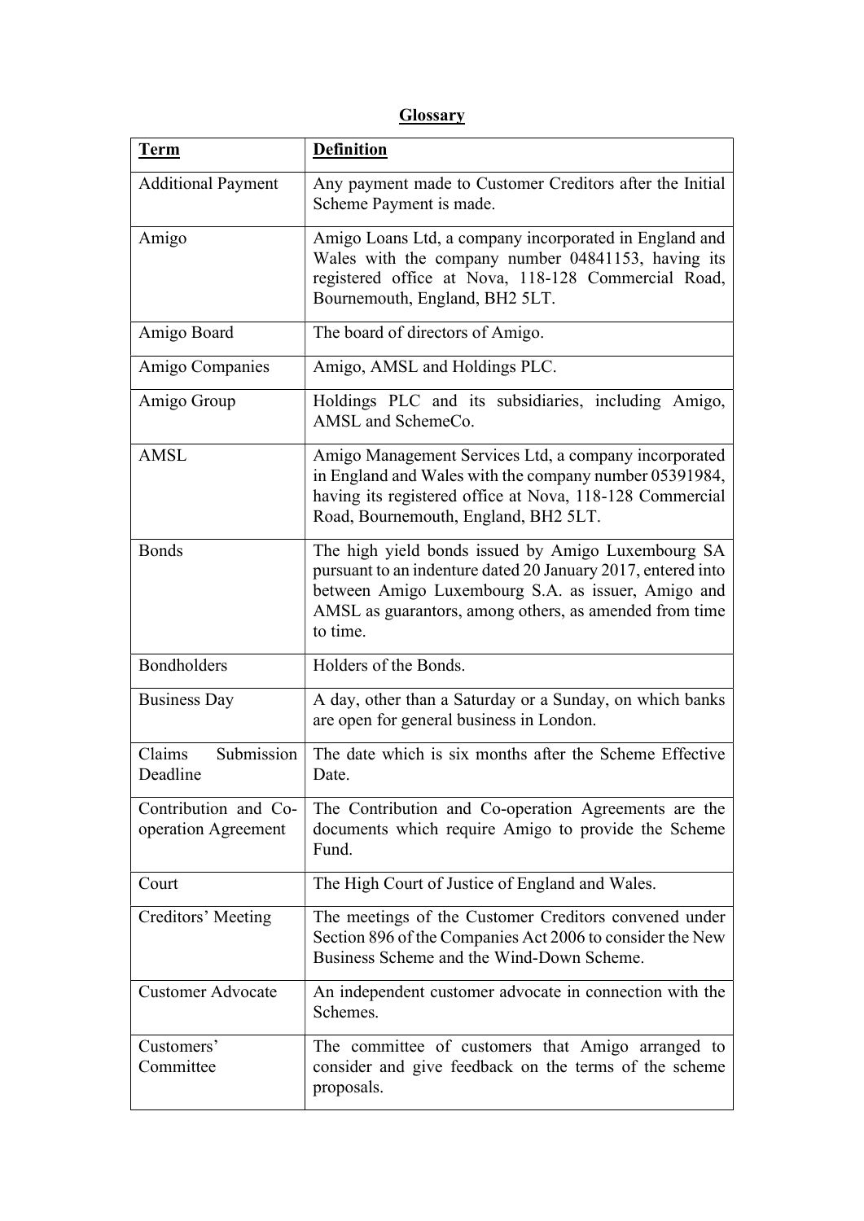**Glossary**

| **Term** | **Definition** |
|---|---|
| Additional Payment | Any payment made to Customer Creditors after the Initial Scheme Payment is made. |
| Amigo | Amigo Loans Ltd, a company incorporated in England and Wales with the company number 04841153, having its registered office at Nova, 118-128 Commercial Road, Bournemouth, England, BH2 5LT. |
| Amigo Board | The board of directors of Amigo. |
| Amigo Companies | Amigo, AMSL and Holdings PLC. |
| Amigo Group | Holdings PLC and its subsidiaries, including Amigo, AMSL and SchemeCo. |
| AMSL | Amigo Management Services Ltd, a company incorporated in England and Wales with the company number 05391984, having its registered office at Nova, 118-128 Commercial Road, Bournemouth, England, BH2 5LT. |
| Bonds | The high yield bonds issued by Amigo Luxembourg SA pursuant to an indenture dated 20 January 2017, entered into between Amigo Luxembourg S.A. as issuer, Amigo and AMSL as guarantors, among others, as amended from time to time. |
| Bondholders | Holders of the Bonds. |
| Business Day | A day, other than a Saturday or a Sunday, on which banks are open for general business in London. |
| Claims Submission Deadline | The date which is six months after the Scheme Effective Date. |
| Contribution and Co-operation Agreement | The Contribution and Co-operation Agreements are the documents which require Amigo to provide the Scheme Fund. |
| Court | The High Court of Justice of England and Wales. |
| Creditors' Meeting | The meetings of the Customer Creditors convened under Section 896 of the Companies Act 2006 to consider the New Business Scheme and the Wind-Down Scheme. |
| Customer Advocate | An independent customer advocate in connection with the Schemes. |
| Customers' Committee | The committee of customers that Amigo arranged to consider and give feedback on the terms of the scheme proposals. |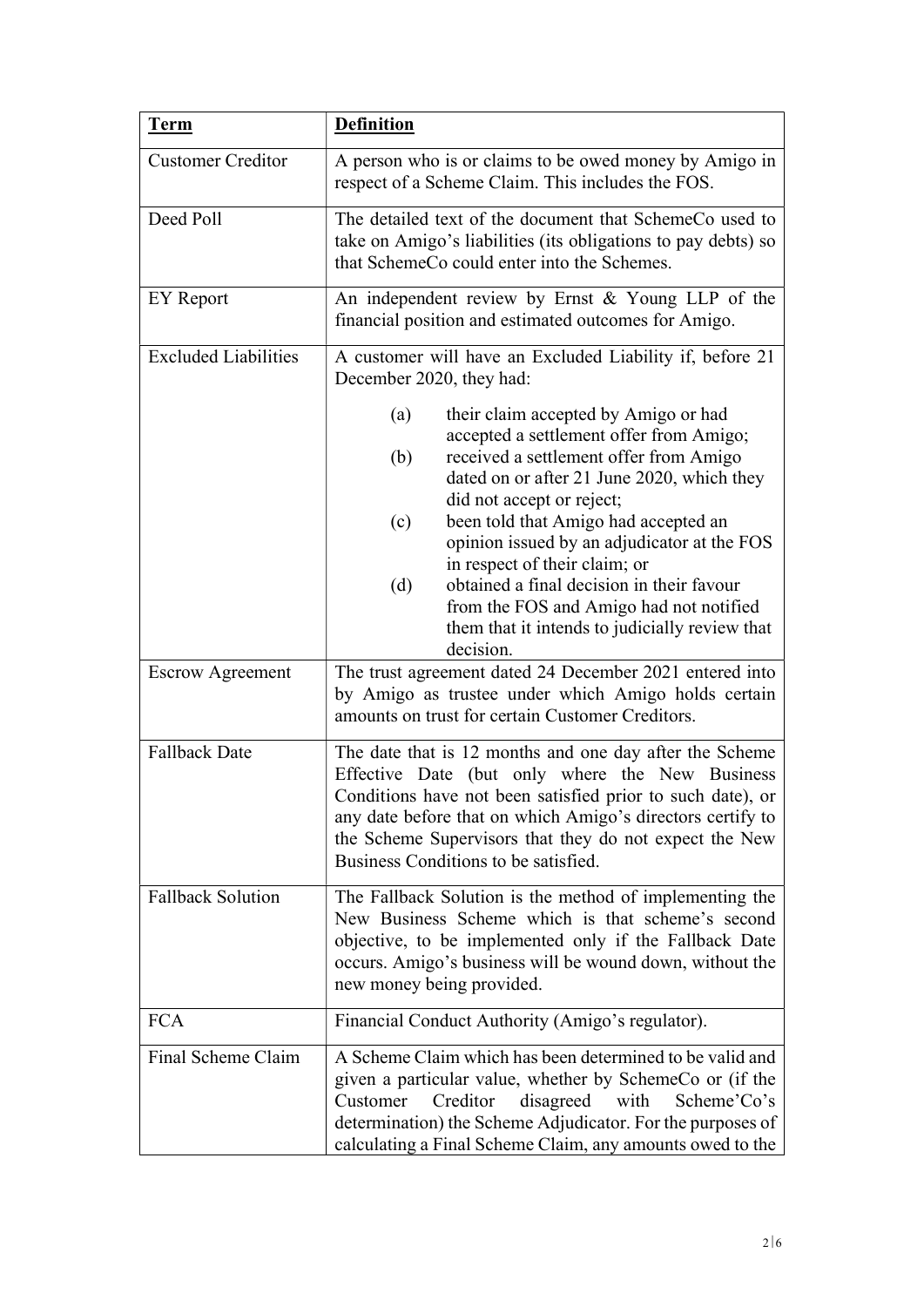| **Term** | **Definition** |
|---|---|
| Customer Creditor | A person who is or claims to be owed money by Amigo in respect of a Scheme Claim. This includes the FOS. |
| Deed Poll | The detailed text of the document that SchemeCo used to take on Amigo's liabilities (its obligations to pay debts) so that SchemeCo could enter into the Schemes. |
| EY Report | An independent review by Ernst & Young LLP of the financial position and estimated outcomes for Amigo. |
| Excluded Liabilities | A customer will have an Excluded Liability if, before 21 December 2020, they had: (a) their claim accepted by Amigo or had accepted a settlement offer from Amigo; (b) received a settlement offer from Amigo dated on or after 21 June 2020, which they did not accept or reject; (c) been told that Amigo had accepted an opinion issued by an adjudicator at the FOS in respect of their claim; or (d) obtained a final decision in their favour from the FOS and Amigo had not notified them that it intends to judicially review that decision. |
| Escrow Agreement | The trust agreement dated 24 December 2021 entered into by Amigo as trustee under which Amigo holds certain amounts on trust for certain Customer Creditors. |
| Fallback Date | The date that is 12 months and one day after the Scheme Effective Date (but only where the New Business Conditions have not been satisfied prior to such date), or any date before that on which Amigo's directors certify to the Scheme Supervisors that they do not expect the New Business Conditions to be satisfied. |
| Fallback Solution | The Fallback Solution is the method of implementing the New Business Scheme which is that scheme's second objective, to be implemented only if the Fallback Date occurs. Amigo's business will be wound down, without the new money being provided. |
| FCA | Financial Conduct Authority (Amigo's regulator). |
| Final Scheme Claim | A Scheme Claim which has been determined to be valid and given a particular value, whether by SchemeCo or (if the Customer Creditor disagreed with Scheme'Co's determination) the Scheme Adjudicator. For the purposes of calculating a Final Scheme Claim, any amounts owed to the |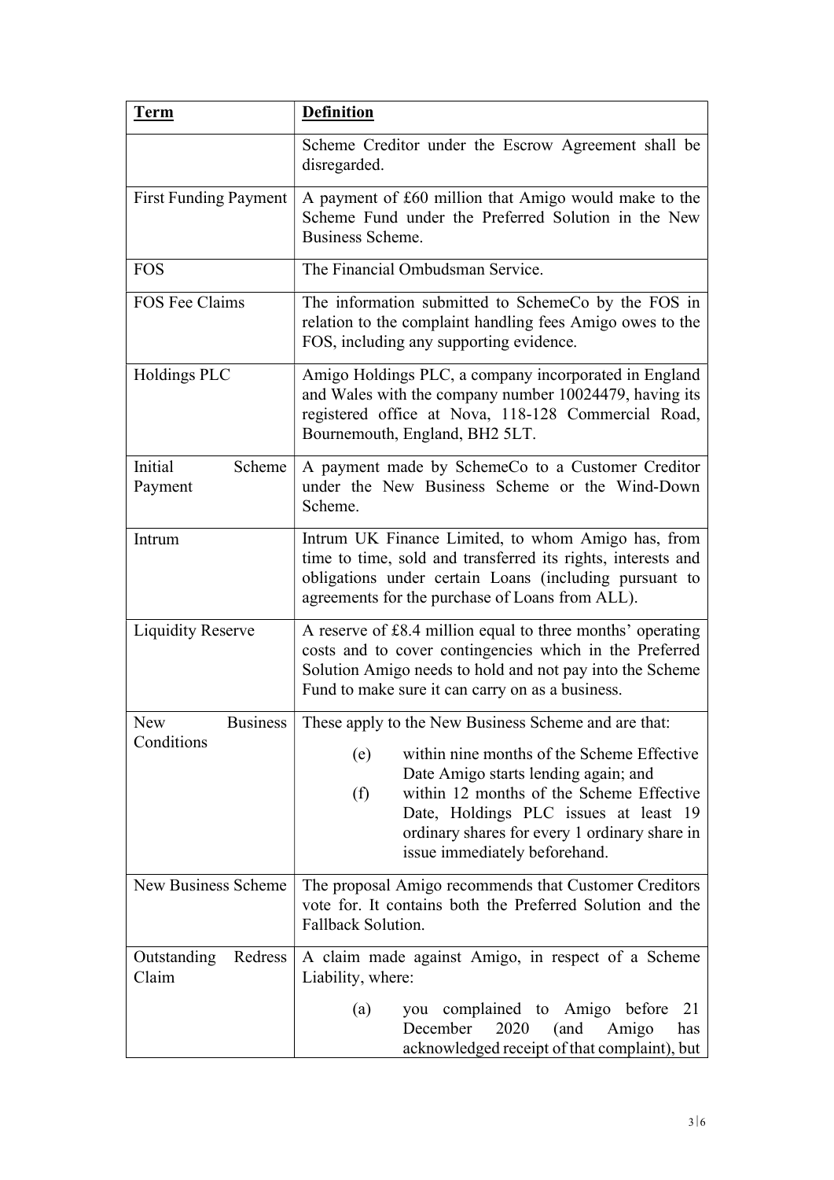| Term | Definition |
| --- | --- |
| | Scheme Creditor under the Escrow Agreement shall be disregarded. |
| First Funding Payment | A payment of £60 million that Amigo would make to the Scheme Fund under the Preferred Solution in the New Business Scheme. |
| FOS | The Financial Ombudsman Service. |
| FOS Fee Claims | The information submitted to SchemeCo by the FOS in relation to the complaint handling fees Amigo owes to the FOS, including any supporting evidence. |
| Holdings PLC | Amigo Holdings PLC, a company incorporated in England and Wales with the company number 10024479, having its registered office at Nova, 118-128 Commercial Road, Bournemouth, England, BH2 5LT. |
| Initial Scheme Payment | A payment made by SchemeCo to a Customer Creditor under the New Business Scheme or the Wind-Down Scheme. |
| Intrum | Intrum UK Finance Limited, to whom Amigo has, from time to time, sold and transferred its rights, interests and obligations under certain Loans (including pursuant to agreements for the purchase of Loans from ALL). |
| Liquidity Reserve | A reserve of £8.4 million equal to three months' operating costs and to cover contingencies which in the Preferred Solution Amigo needs to hold and not pay into the Scheme Fund to make sure it can carry on as a business. |
| New Business Conditions | These apply to the New Business Scheme and are that: (e) within nine months of the Scheme Effective Date Amigo starts lending again; and (f) within 12 months of the Scheme Effective Date, Holdings PLC issues at least 19 ordinary shares for every 1 ordinary share in issue immediately beforehand. |
| New Business Scheme | The proposal Amigo recommends that Customer Creditors vote for. It contains both the Preferred Solution and the Fallback Solution. |
| Outstanding Redress Claim | A claim made against Amigo, in respect of a Scheme Liability, where: (a) you complained to Amigo before 21 December 2020 (and Amigo has acknowledged receipt of that complaint), but |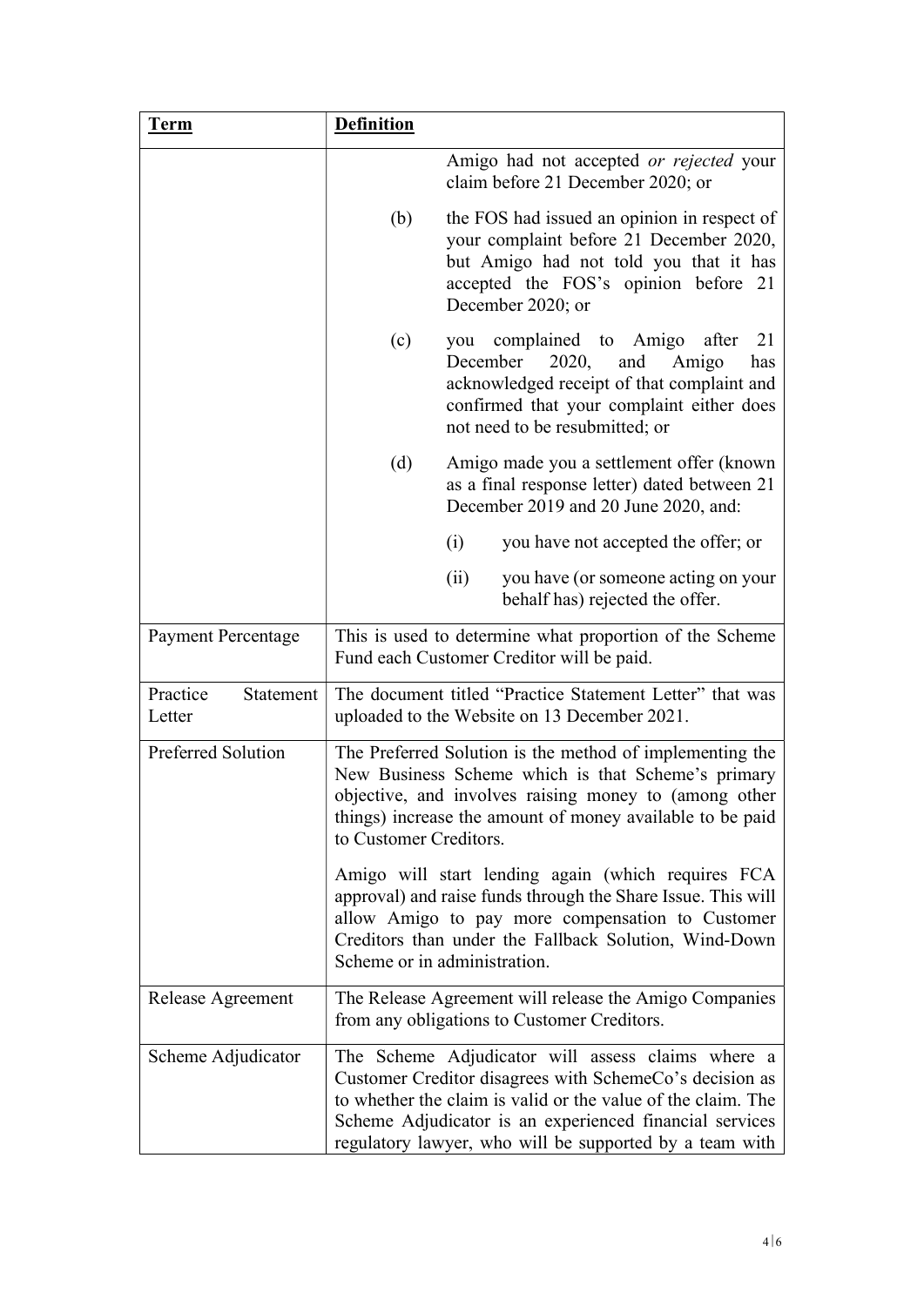| **Term** | **Definition** |
| --- | --- |
| | Amigo had not accepted *or rejected* your claim before 21 December 2020; or<br><br>(b) the FOS had issued an opinion in respect of your complaint before 21 December 2020, but Amigo had not told you that it has accepted the FOS's opinion before 21 December 2020; or<br><br>(c) you complained to Amigo after 21 December 2020, and Amigo has acknowledged receipt of that complaint and confirmed that your complaint either does not need to be resubmitted; or<br><br>(d) Amigo made you a settlement offer (known as a final response letter) dated between 21 December 2019 and 20 June 2020, and:<br><br>(i) you have not accepted the offer; or<br><br>(ii) you have (or someone acting on your behalf has) rejected the offer. |
| Payment Percentage | This is used to determine what proportion of the Scheme Fund each Customer Creditor will be paid. |
| Practice Statement Letter | The document titled "Practice Statement Letter" that was uploaded to the Website on 13 December 2021. |
| Preferred Solution | The Preferred Solution is the method of implementing the New Business Scheme which is that Scheme's primary objective, and involves raising money to (among other things) increase the amount of money available to be paid to Customer Creditors.<br><br>Amigo will start lending again (which requires FCA approval) and raise funds through the Share Issue. This will allow Amigo to pay more compensation to Customer Creditors than under the Fallback Solution, Wind-Down Scheme or in administration. |
| Release Agreement | The Release Agreement will release the Amigo Companies from any obligations to Customer Creditors. |
| Scheme Adjudicator | The Scheme Adjudicator will assess claims where a Customer Creditor disagrees with SchemeCo's decision as to whether the claim is valid or the value of the claim. The Scheme Adjudicator is an experienced financial services regulatory lawyer, who will be supported by a team with |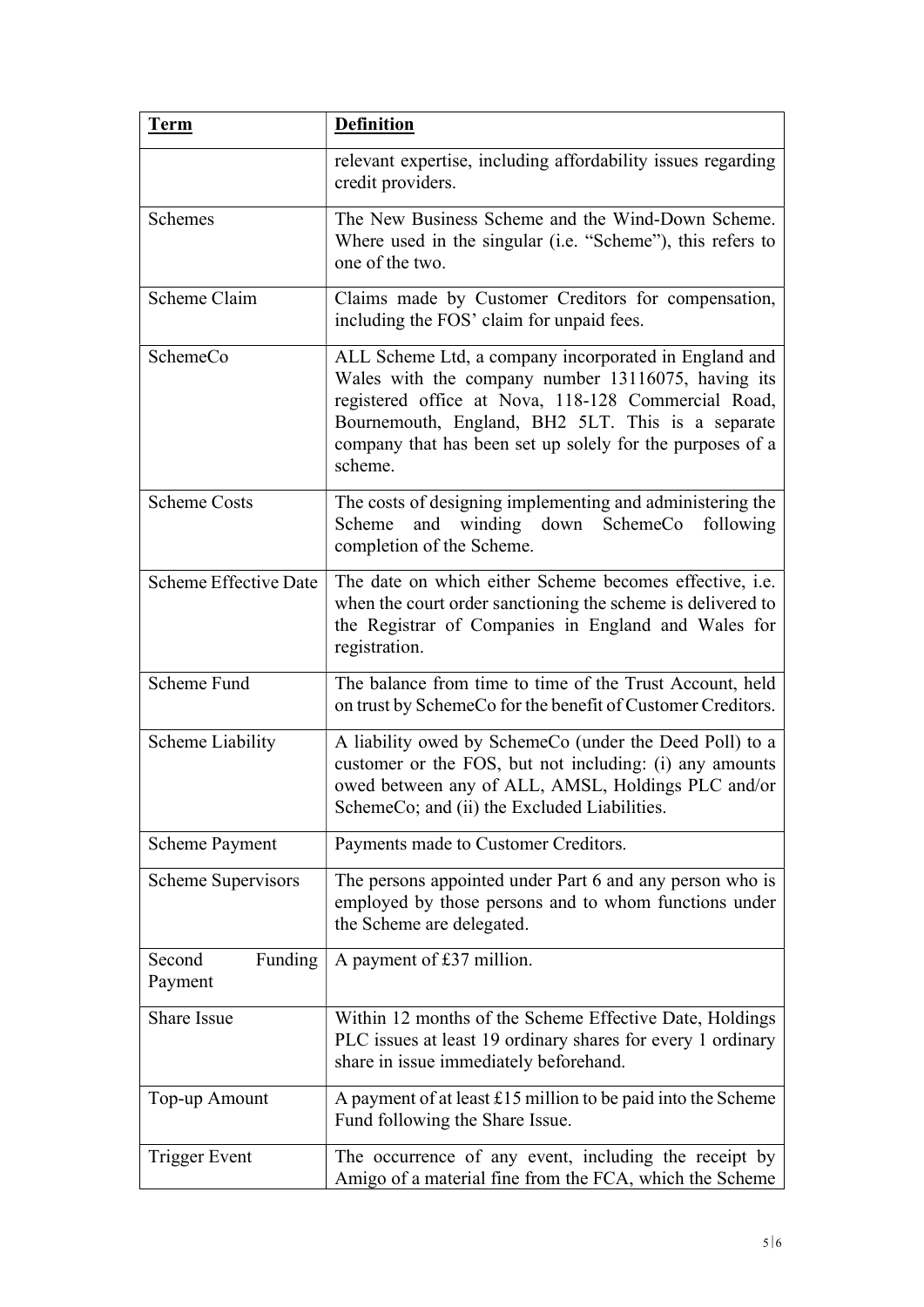| Term | Definition |
| --- | --- |
| | relevant expertise, including affordability issues regarding credit providers. |
| Schemes | The New Business Scheme and the Wind-Down Scheme. Where used in the singular (i.e. "Scheme"), this refers to one of the two. |
| Scheme Claim | Claims made by Customer Creditors for compensation, including the FOS' claim for unpaid fees. |
| SchemeCo | ALL Scheme Ltd, a company incorporated in England and Wales with the company number 13116075, having its registered office at Nova, 118-128 Commercial Road, Bournemouth, England, BH2 5LT. This is a separate company that has been set up solely for the purposes of a scheme. |
| Scheme Costs | The costs of designing implementing and administering the Scheme and winding down SchemeCo following completion of the Scheme. |
| Scheme Effective Date | The date on which either Scheme becomes effective, i.e. when the court order sanctioning the scheme is delivered to the Registrar of Companies in England and Wales for registration. |
| Scheme Fund | The balance from time to time of the Trust Account, held on trust by SchemeCo for the benefit of Customer Creditors. |
| Scheme Liability | A liability owed by SchemeCo (under the Deed Poll) to a customer or the FOS, but not including: (i) any amounts owed between any of ALL, AMSL, Holdings PLC and/or SchemeCo; and (ii) the Excluded Liabilities. |
| Scheme Payment | Payments made to Customer Creditors. |
| Scheme Supervisors | The persons appointed under Part 6 and any person who is employed by those persons and to whom functions under the Scheme are delegated. |
| Second Funding Payment | A payment of £37 million. |
| Share Issue | Within 12 months of the Scheme Effective Date, Holdings PLC issues at least 19 ordinary shares for every 1 ordinary share in issue immediately beforehand. |
| Top-up Amount | A payment of at least £15 million to be paid into the Scheme Fund following the Share Issue. |
| Trigger Event | The occurrence of any event, including the receipt by Amigo of a material fine from the FCA, which the Scheme |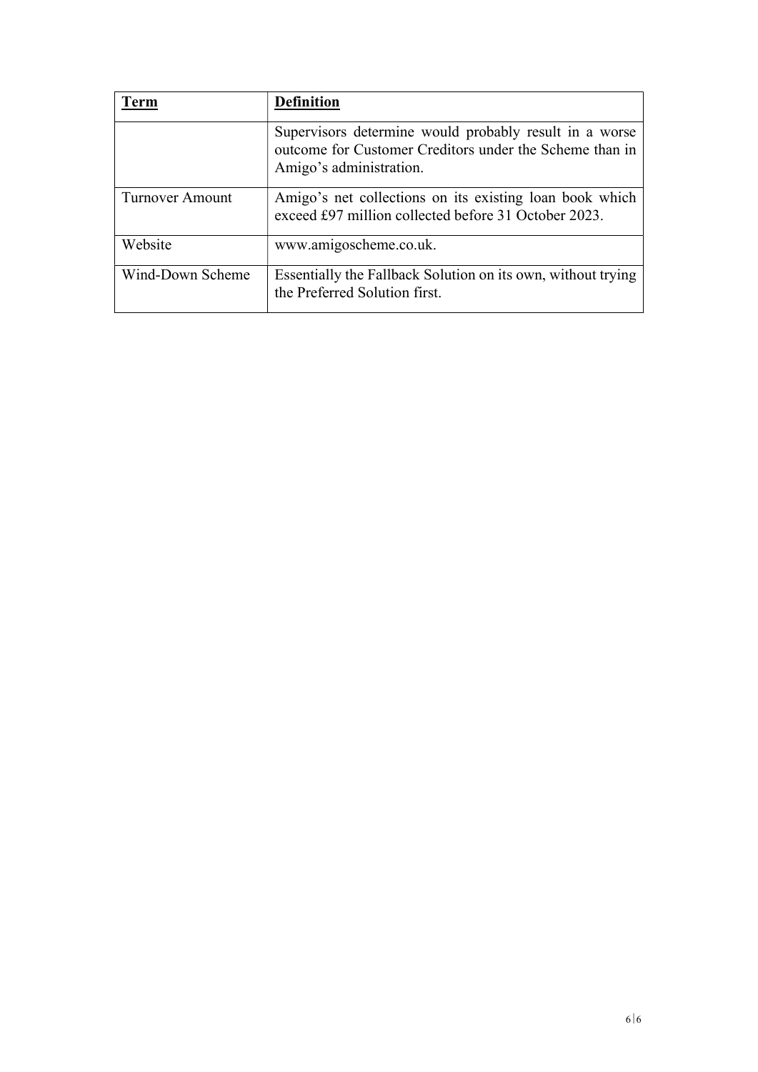| **Term** | **Definition** |
| --- | --- |
| | Supervisors determine would probably result in a worse outcome for Customer Creditors under the Scheme than in Amigo's administration. |
| Turnover Amount | Amigo's net collections on its existing loan book which exceed £97 million collected before 31 October 2023. |
| Website | www.amigoscheme.co.uk. |
| Wind-Down Scheme | Essentially the Fallback Solution on its own, without trying the Preferred Solution first. |